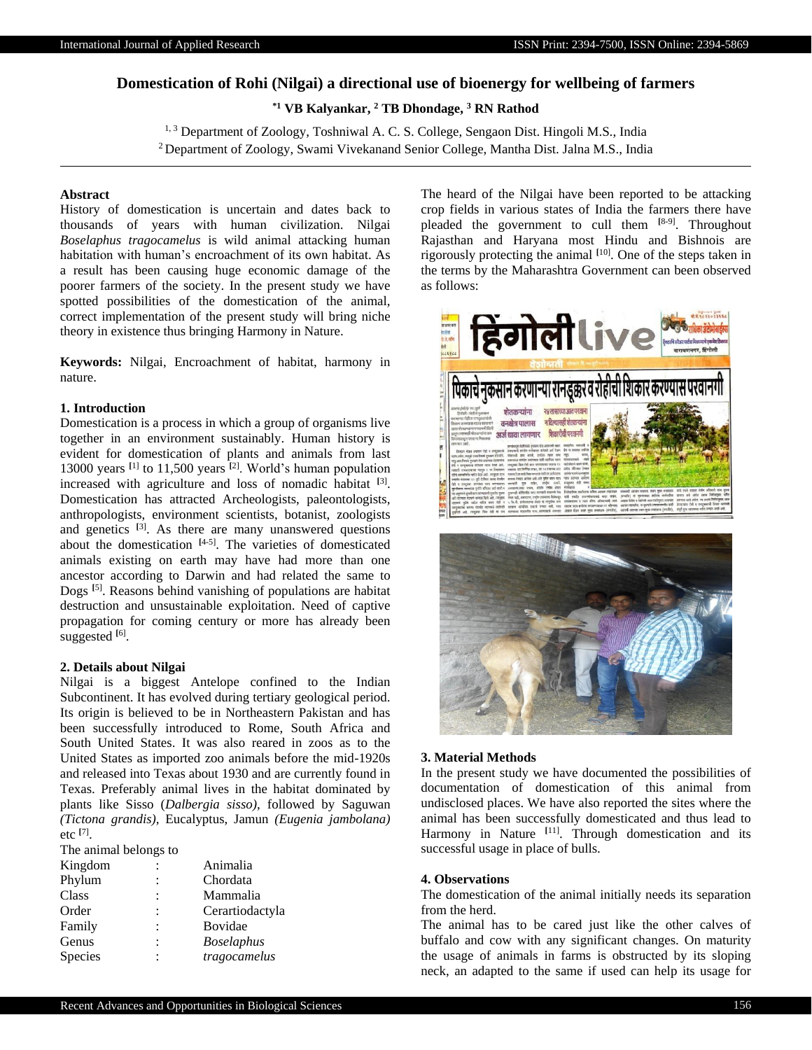# Domestication of Rohi (Nilgai) a directional use of bioenergy for wellbeing of farmers

**[*1] VB Kalyankar, [2] TB Dhondage, [3] RN Rathod**

[1, 3] Department of Zoology, Toshniwal A. C. S. College, Sengaon Dist. Hingoli M.S., India
[2] Department of Zoology, Swami Vivekanand Senior College, Mantha Dist. Jalna M.S., India

---

**Abstract**

History of domestication is uncertain and dates back to thousands of years with human civilization. Nilgai *Boselaphus tragocamelus* is wild animal attacking human habitation with human's encroachment of its own habitat. As a result has been causing huge economic damage of the poorer farmers of the society. In the present study we have spotted possibilities of the domestication of the animal, correct implementation of the present study will bring niche theory in existence thus bringing Harmony in Nature.

**Keywords:** Nilgai, Encroachment of habitat, harmony in nature.

## 1. Introduction

Domestication is a process in which a group of organisms live together in an environment sustainably. Human history is evident for domestication of plants and animals from last 13000 years [1] to 11,500 years [2]. World's human population increased with agriculture and loss of nomadic habitat [3]. Domestication has attracted Archeologists, paleontologists, anthropologists, environment scientists, botanist, zoologists and genetics [3]. As there are many unanswered questions about the domestication [4-5]. The varieties of domesticated animals existing on earth may have had more than one ancestor according to Darwin and had related the same to Dogs [5]. Reasons behind vanishing of populations are habitat destruction and unsustainable exploitation. Need of captive propagation for coming century or more has already been suggested [6].

## 2. Details about Nilgai

Nilgai is a biggest Antelope confined to the Indian Subcontinent. It has evolved during tertiary geological period. Its origin is believed to be in Northeastern Pakistan and has been successfully introduced to Rome, South Africa and South United States. It was also reared in zoos as to the United States as imported zoo animals before the mid-1920s and released into Texas about 1930 and are currently found in Texas. Preferably animal lives in the habitat dominated by plants like Sisso (*Dalbergia sisso)*, followed by Saguwan *(Tictona grandis)*, Eucalyptus, Jamun *(Eugenia jambolana)* etc [7].

The animal belongs to

| | | |
|---|---|---|
| Kingdom | : | Animalia |
| Phylum | : | Chordata |
| Class | : | Mammalia |
| Order | : | Cerartiodactyla |
| Family | : | Bovidae |
| Genus | : | *Boselaphus* |
| Species | : | *tragocamelus* |

The heard of the Nilgai have been reported to be attacking crop fields in various states of India the farmers there have pleaded the government to cull them [8-9]. Throughout Rajasthan and Haryana most Hindu and Bishnois are rigorously protecting the animal [10]. One of the steps taken in the terms by the Maharashtra Government can been observed as follows:

## 3. Material Methods

In the present study we have documented the possibilities of documentation of domestication of this animal from undisclosed places. We have also reported the sites where the animal has been successfully domesticated and thus lead to Harmony in Nature [11]. Through domestication and its successful usage in place of bulls.

## 4. Observations

The domestication of the animal initially needs its separation from the herd.

The animal has to be cared just like the other calves of buffalo and cow with any significant changes. On maturity the usage of animals in farms is obstructed by its sloping neck, an adapted to the same if used can help its usage for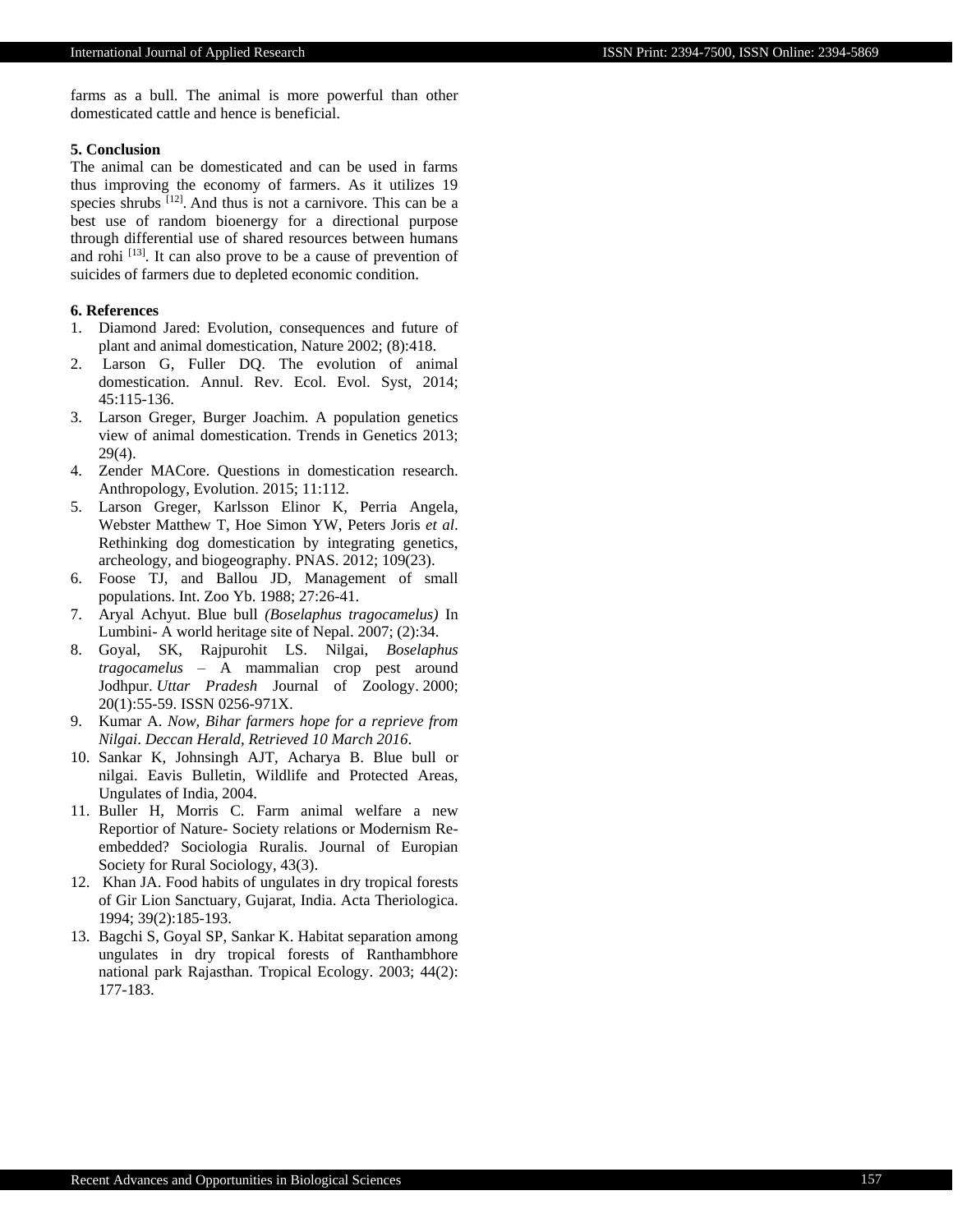farms as a bull. The animal is more powerful than other domesticated cattle and hence is beneficial.

## 5. Conclusion

The animal can be domesticated and can be used in farms thus improving the economy of farmers. As it utilizes 19 species shrubs [12]. And thus is not a carnivore. This can be a best use of random bioenergy for a directional purpose through differential use of shared resources between humans and rohi [13]. It can also prove to be a cause of prevention of suicides of farmers due to depleted economic condition.

## 6. References

1. Diamond Jared: Evolution, consequences and future of plant and animal domestication, Nature 2002; (8):418.
2. Larson G, Fuller DQ. The evolution of animal domestication. Annul. Rev. Ecol. Evol. Syst, 2014; 45:115-136.
3. Larson Greger, Burger Joachim. A population genetics view of animal domestication. Trends in Genetics 2013; 29(4).
4. Zender MACore. Questions in domestication research. Anthropology, Evolution. 2015; 11:112.
5. Larson Greger, Karlsson Elinor K, Perria Angela, Webster Matthew T, Hoe Simon YW, Peters Joris *et al*. Rethinking dog domestication by integrating genetics, archeology, and biogeography. PNAS. 2012; 109(23).
6. Foose TJ, and Ballou JD, Management of small populations. Int. Zoo Yb. 1988; 27:26-41.
7. Aryal Achyut. Blue bull *(Boselaphus tragocamelus)* In Lumbini- A world heritage site of Nepal. 2007; (2):34.
8. Goyal, SK, Rajpurohit LS. Nilgai, *Boselaphus tragocamelus* – A mammalian crop pest around Jodhpur. *Uttar Pradesh* Journal of Zoology. 2000; 20(1):55-59. ISSN 0256-971X.
9. Kumar A. *Now, Bihar farmers hope for a reprieve from Nilgai. Deccan Herald, Retrieved 10 March 2016*.
10. Sankar K, Johnsingh AJT, Acharya B. Blue bull or nilgai. Eavis Bulletin, Wildlife and Protected Areas, Ungulates of India, 2004.
11. Buller H, Morris C. Farm animal welfare a new Reportior of Nature- Society relations or Modernism Re-embedded? Sociologia Ruralis. Journal of Europian Society for Rural Sociology, 43(3).
12. Khan JA. Food habits of ungulates in dry tropical forests of Gir Lion Sanctuary, Gujarat, India. Acta Theriologica. 1994; 39(2):185-193.
13. Bagchi S, Goyal SP, Sankar K. Habitat separation among ungulates in dry tropical forests of Ranthambhore national park Rajasthan. Tropical Ecology. 2003; 44(2): 177-183.